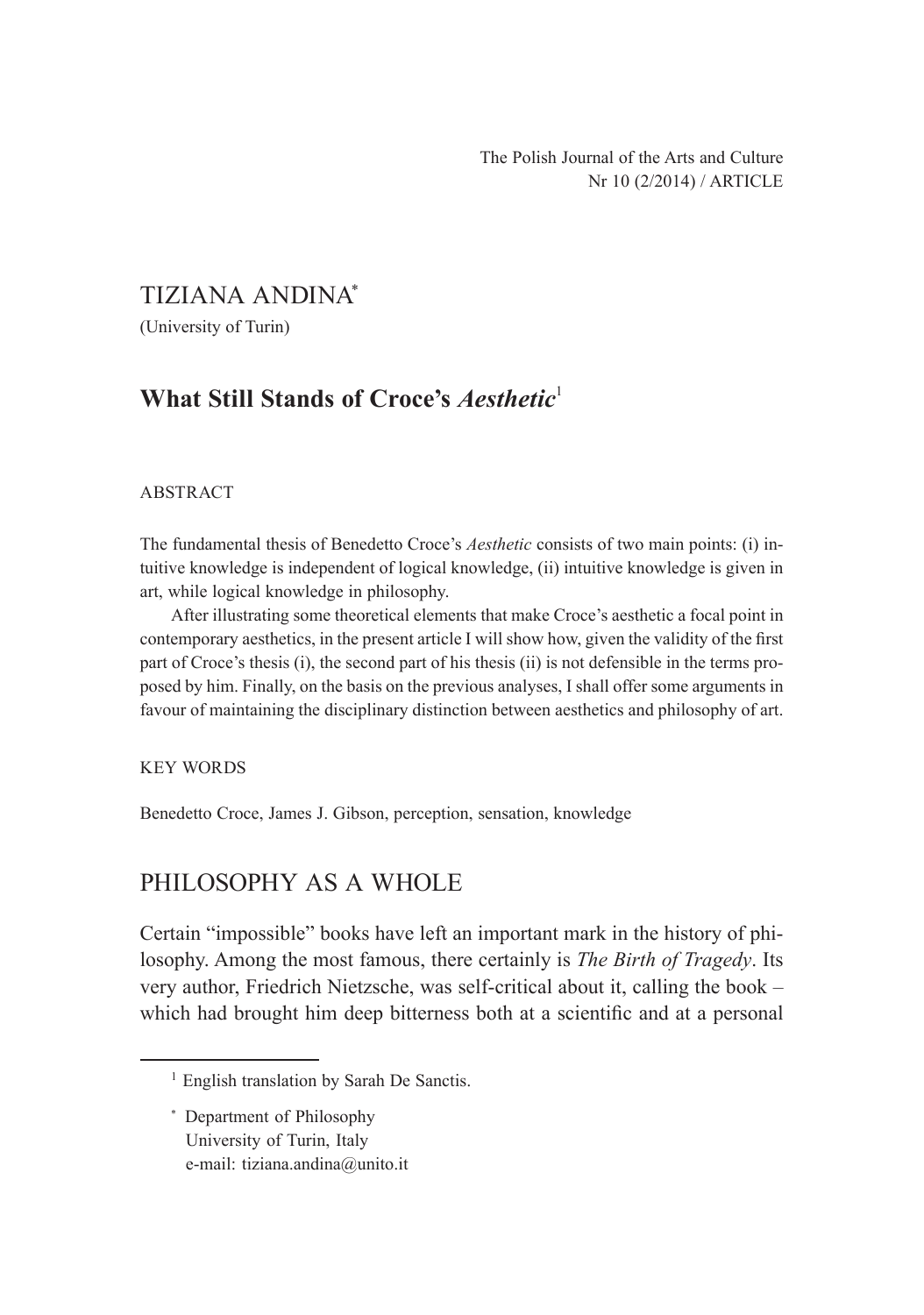# TIZIANA ANDINA[*]

(University of Turin)

## What Still Stands of Croce's *Aesthetic*[1]

ABSTRACT

The fundamental thesis of Benedetto Croce's *Aesthetic* consists of two main points: (i) intuitive knowledge is independent of logical knowledge, (ii) intuitive knowledge is given in art, while logical knowledge in philosophy.

After illustrating some theoretical elements that make Croce's aesthetic a focal point in contemporary aesthetics, in the present article I will show how, given the validity of the first part of Croce's thesis (i), the second part of his thesis (ii) is not defensible in the terms proposed by him. Finally, on the basis on the previous analyses, I shall offer some arguments in favour of maintaining the disciplinary distinction between aesthetics and philosophy of art.

KEY WORDS

Benedetto Croce, James J. Gibson, perception, sensation, knowledge

## PHILOSOPHY AS A WHOLE

Certain "impossible" books have left an important mark in the history of philosophy. Among the most famous, there certainly is *The Birth of Tragedy*. Its very author, Friedrich Nietzsche, was self-critical about it, calling the book – which had brought him deep bitterness both at a scientific and at a personal

---

[1] English translation by Sarah De Sanctis.

[*] Department of Philosophy
University of Turin, Italy
e-mail: tiziana.andina@unito.it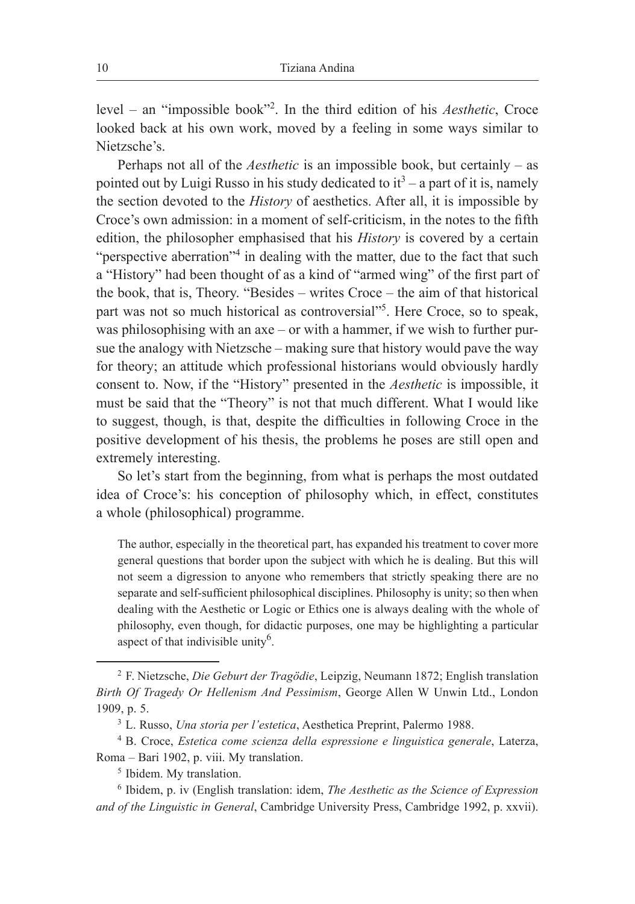level – an "impossible book"[2]. In the third edition of his *Aesthetic*, Croce looked back at his own work, moved by a feeling in some ways similar to Nietzsche's.

Perhaps not all of the *Aesthetic* is an impossible book, but certainly – as pointed out by Luigi Russo in his study dedicated to it[3] – a part of it is, namely the section devoted to the *History* of aesthetics. After all, it is impossible by Croce's own admission: in a moment of self-criticism, in the notes to the fifth edition, the philosopher emphasised that his *History* is covered by a certain "perspective aberration"[4] in dealing with the matter, due to the fact that such a "History" had been thought of as a kind of "armed wing" of the first part of the book, that is, Theory. "Besides – writes Croce – the aim of that historical part was not so much historical as controversial"[5]. Here Croce, so to speak, was philosophising with an axe – or with a hammer, if we wish to further pursue the analogy with Nietzsche – making sure that history would pave the way for theory; an attitude which professional historians would obviously hardly consent to. Now, if the "History" presented in the *Aesthetic* is impossible, it must be said that the "Theory" is not that much different. What I would like to suggest, though, is that, despite the difficulties in following Croce in the positive development of his thesis, the problems he poses are still open and extremely interesting.

So let's start from the beginning, from what is perhaps the most outdated idea of Croce's: his conception of philosophy which, in effect, constitutes a whole (philosophical) programme.

> The author, especially in the theoretical part, has expanded his treatment to cover more general questions that border upon the subject with which he is dealing. But this will not seem a digression to anyone who remembers that strictly speaking there are no separate and self-sufficient philosophical disciplines. Philosophy is unity; so then when dealing with the Aesthetic or Logic or Ethics one is always dealing with the whole of philosophy, even though, for didactic purposes, one may be highlighting a particular aspect of that indivisible unity[6].

---

[2] F. Nietzsche, *Die Geburt der Tragödie*, Leipzig, Neumann 1872; English translation *Birth Of Tragedy Or Hellenism And Pessimism*, George Allen W Unwin Ltd., London 1909, p. 5.

[3] L. Russo, *Una storia per l'estetica*, Aesthetica Preprint, Palermo 1988.

[4] B. Croce, *Estetica come scienza della espressione e linguistica generale*, Laterza, Roma – Bari 1902, p. viii. My translation.

[5] Ibidem. My translation.

[6] Ibidem, p. iv (English translation: idem, *The Aesthetic as the Science of Expression and of the Linguistic in General*, Cambridge University Press, Cambridge 1992, p. xxvii).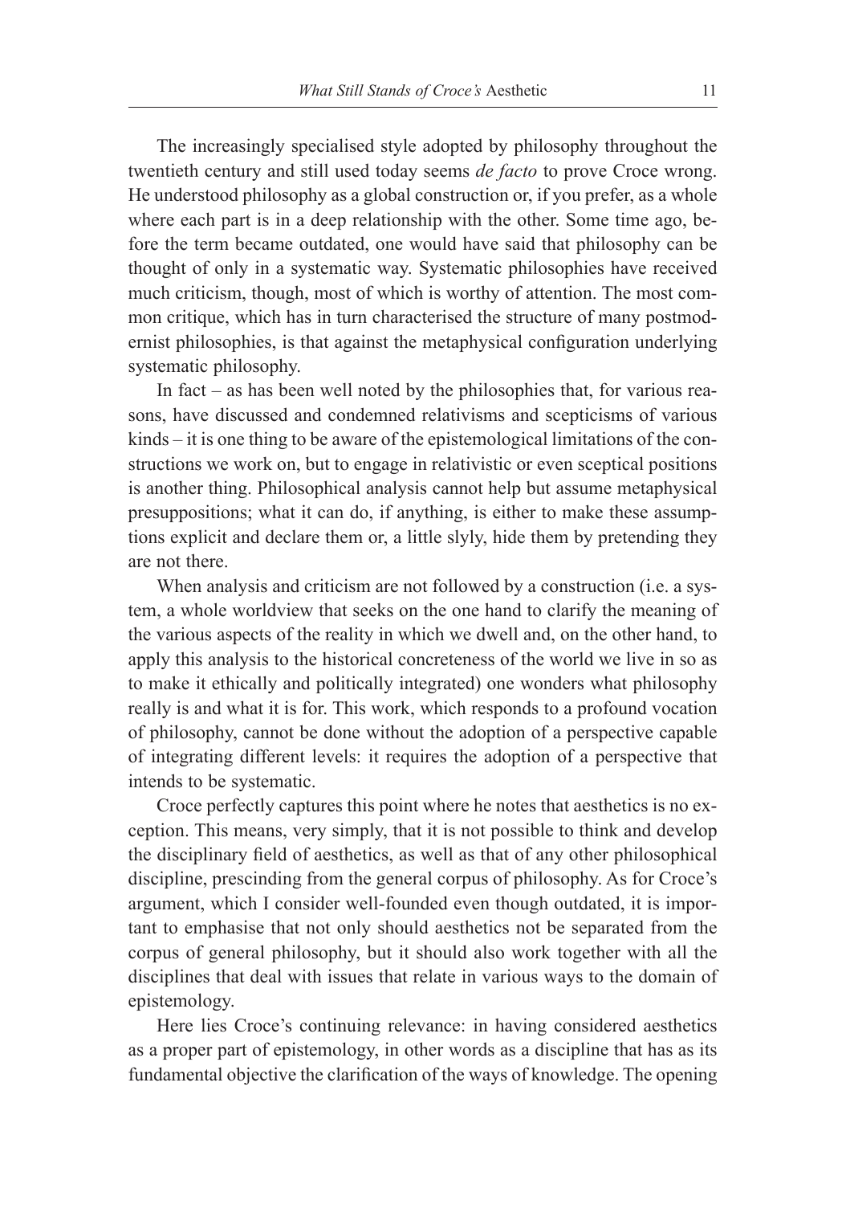The increasingly specialised style adopted by philosophy throughout the twentieth century and still used today seems *de facto* to prove Croce wrong. He understood philosophy as a global construction or, if you prefer, as a whole where each part is in a deep relationship with the other. Some time ago, before the term became outdated, one would have said that philosophy can be thought of only in a systematic way. Systematic philosophies have received much criticism, though, most of which is worthy of attention. The most common critique, which has in turn characterised the structure of many postmodernist philosophies, is that against the metaphysical configuration underlying systematic philosophy.

In fact – as has been well noted by the philosophies that, for various reasons, have discussed and condemned relativisms and scepticisms of various kinds – it is one thing to be aware of the epistemological limitations of the constructions we work on, but to engage in relativistic or even sceptical positions is another thing. Philosophical analysis cannot help but assume metaphysical presuppositions; what it can do, if anything, is either to make these assumptions explicit and declare them or, a little slyly, hide them by pretending they are not there.

When analysis and criticism are not followed by a construction (i.e. a system, a whole worldview that seeks on the one hand to clarify the meaning of the various aspects of the reality in which we dwell and, on the other hand, to apply this analysis to the historical concreteness of the world we live in so as to make it ethically and politically integrated) one wonders what philosophy really is and what it is for. This work, which responds to a profound vocation of philosophy, cannot be done without the adoption of a perspective capable of integrating different levels: it requires the adoption of a perspective that intends to be systematic.

Croce perfectly captures this point where he notes that aesthetics is no exception. This means, very simply, that it is not possible to think and develop the disciplinary field of aesthetics, as well as that of any other philosophical discipline, prescinding from the general corpus of philosophy. As for Croce's argument, which I consider well-founded even though outdated, it is important to emphasise that not only should aesthetics not be separated from the corpus of general philosophy, but it should also work together with all the disciplines that deal with issues that relate in various ways to the domain of epistemology.

Here lies Croce's continuing relevance: in having considered aesthetics as a proper part of epistemology, in other words as a discipline that has as its fundamental objective the clarification of the ways of knowledge. The opening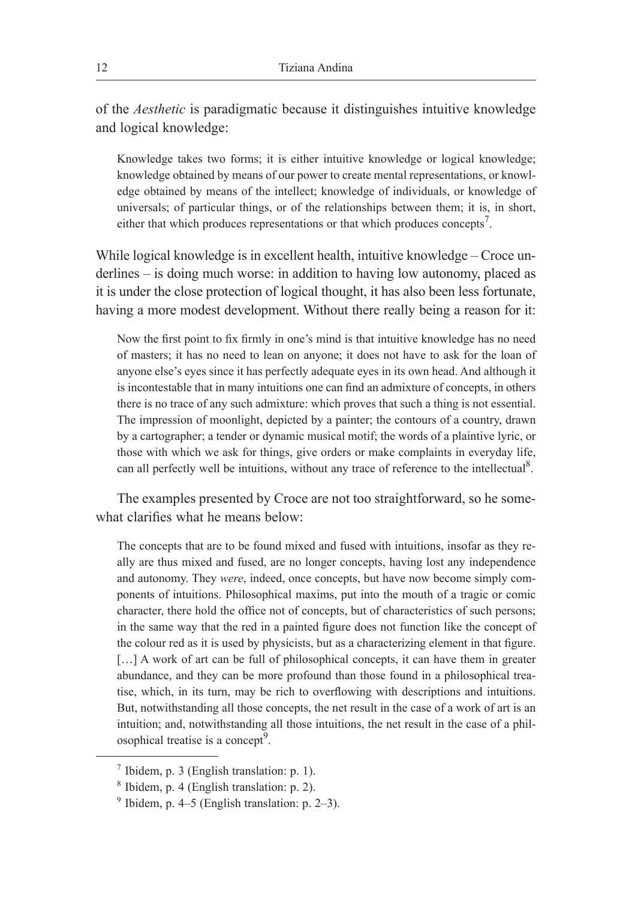of the *Aesthetic* is paradigmatic because it distinguishes intuitive knowledge and logical knowledge:

> Knowledge takes two forms; it is either intuitive knowledge or logical knowledge; knowledge obtained by means of our power to create mental representations, or knowledge obtained by means of the intellect; knowledge of individuals, or knowledge of universals; of particular things, or of the relationships between them; it is, in short, either that which produces representations or that which produces concepts[7].

While logical knowledge is in excellent health, intuitive knowledge – Croce underlines – is doing much worse: in addition to having low autonomy, placed as it is under the close protection of logical thought, it has also been less fortunate, having a more modest development. Without there really being a reason for it:

> Now the first point to fix firmly in one's mind is that intuitive knowledge has no need of masters; it has no need to lean on anyone; it does not have to ask for the loan of anyone else's eyes since it has perfectly adequate eyes in its own head. And although it is incontestable that in many intuitions one can find an admixture of concepts, in others there is no trace of any such admixture: which proves that such a thing is not essential. The impression of moonlight, depicted by a painter; the contours of a country, drawn by a cartographer; a tender or dynamic musical motif; the words of a plaintive lyric, or those with which we ask for things, give orders or make complaints in everyday life, can all perfectly well be intuitions, without any trace of reference to the intellectual[8].

The examples presented by Croce are not too straightforward, so he somewhat clarifies what he means below:

> The concepts that are to be found mixed and fused with intuitions, insofar as they really are thus mixed and fused, are no longer concepts, having lost any independence and autonomy. They *were*, indeed, once concepts, but have now become simply components of intuitions. Philosophical maxims, put into the mouth of a tragic or comic character, there hold the office not of concepts, but of characteristics of such persons; in the same way that the red in a painted figure does not function like the concept of the colour red as it is used by physicists, but as a characterizing element in that figure. […] A work of art can be full of philosophical concepts, it can have them in greater abundance, and they can be more profound than those found in a philosophical treatise, which, in its turn, may be rich to overflowing with descriptions and intuitions. But, notwithstanding all those concepts, the net result in the case of a work of art is an intuition; and, notwithstanding all those intuitions, the net result in the case of a philosophical treatise is a concept[9].

---

[7] Ibidem, p. 3 (English translation: p. 1).

[8] Ibidem, p. 4 (English translation: p. 2).

[9] Ibidem, p. 4–5 (English translation: p. 2–3).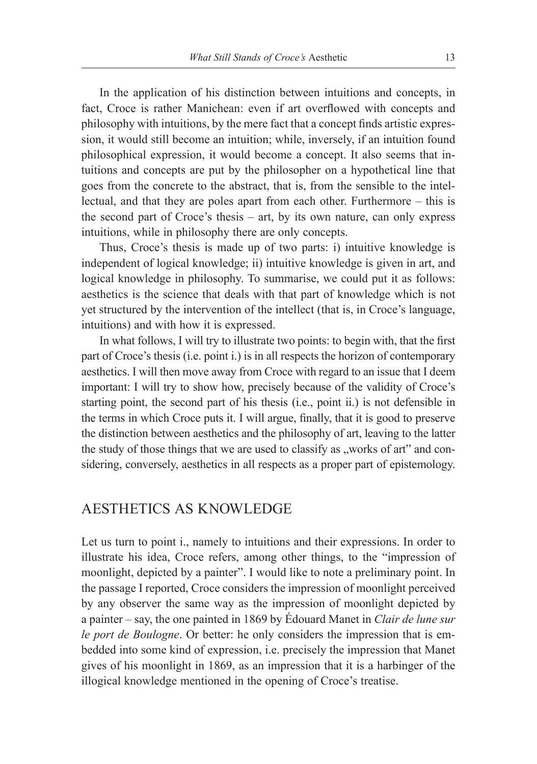In the application of his distinction between intuitions and concepts, in fact, Croce is rather Manichean: even if art overflowed with concepts and philosophy with intuitions, by the mere fact that a concept finds artistic expression, it would still become an intuition; while, inversely, if an intuition found philosophical expression, it would become a concept. It also seems that intuitions and concepts are put by the philosopher on a hypothetical line that goes from the concrete to the abstract, that is, from the sensible to the intellectual, and that they are poles apart from each other. Furthermore – this is the second part of Croce's thesis – art, by its own nature, can only express intuitions, while in philosophy there are only concepts.

Thus, Croce's thesis is made up of two parts: i) intuitive knowledge is independent of logical knowledge; ii) intuitive knowledge is given in art, and logical knowledge in philosophy. To summarise, we could put it as follows: aesthetics is the science that deals with that part of knowledge which is not yet structured by the intervention of the intellect (that is, in Croce's language, intuitions) and with how it is expressed.

In what follows, I will try to illustrate two points: to begin with, that the first part of Croce's thesis (i.e. point i.) is in all respects the horizon of contemporary aesthetics. I will then move away from Croce with regard to an issue that I deem important: I will try to show how, precisely because of the validity of Croce's starting point, the second part of his thesis (i.e., point ii.) is not defensible in the terms in which Croce puts it. I will argue, finally, that it is good to preserve the distinction between aesthetics and the philosophy of art, leaving to the latter the study of those things that we are used to classify as „works of art" and considering, conversely, aesthetics in all respects as a proper part of epistemology.

## AESTHETICS AS KNOWLEDGE

Let us turn to point i., namely to intuitions and their expressions. In order to illustrate his idea, Croce refers, among other things, to the "impression of moonlight, depicted by a painter". I would like to note a preliminary point. In the passage I reported, Croce considers the impression of moonlight perceived by any observer the same way as the impression of moonlight depicted by a painter – say, the one painted in 1869 by Édouard Manet in *Clair de lune sur le port de Boulogne*. Or better: he only considers the impression that is embedded into some kind of expression, i.e. precisely the impression that Manet gives of his moonlight in 1869, as an impression that it is a harbinger of the illogical knowledge mentioned in the opening of Croce's treatise.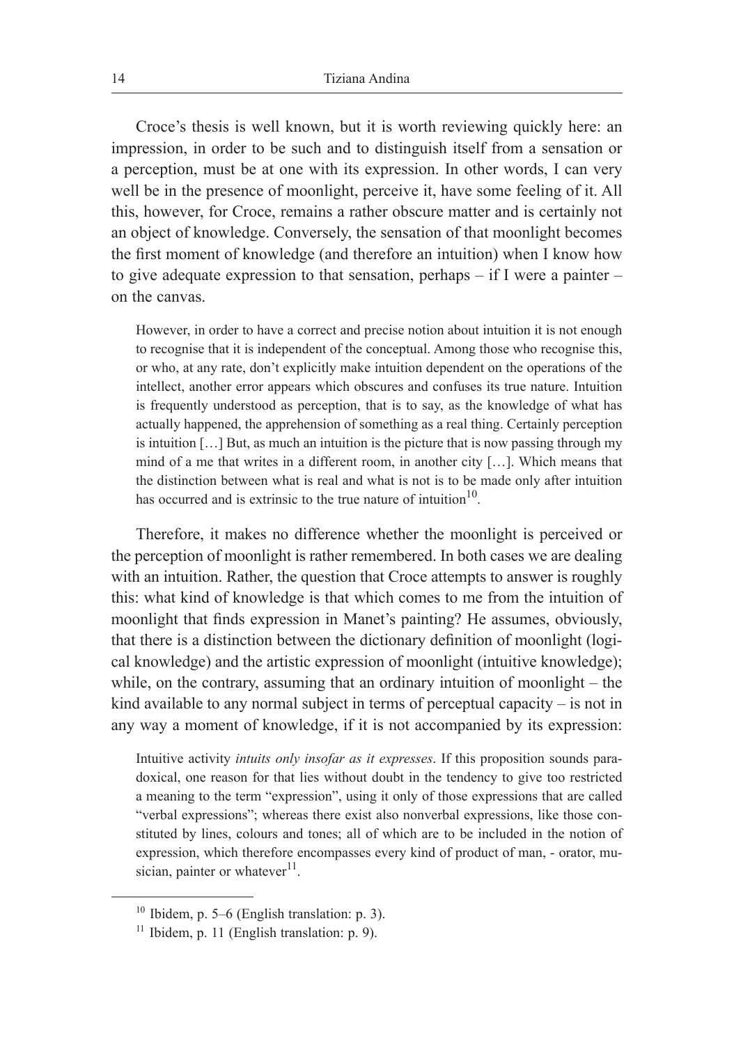Croce's thesis is well known, but it is worth reviewing quickly here: an impression, in order to be such and to distinguish itself from a sensation or a perception, must be at one with its expression. In other words, I can very well be in the presence of moonlight, perceive it, have some feeling of it. All this, however, for Croce, remains a rather obscure matter and is certainly not an object of knowledge. Conversely, the sensation of that moonlight becomes the first moment of knowledge (and therefore an intuition) when I know how to give adequate expression to that sensation, perhaps – if I were a painter – on the canvas.

> However, in order to have a correct and precise notion about intuition it is not enough to recognise that it is independent of the conceptual. Among those who recognise this, or who, at any rate, don't explicitly make intuition dependent on the operations of the intellect, another error appears which obscures and confuses its true nature. Intuition is frequently understood as perception, that is to say, as the knowledge of what has actually happened, the apprehension of something as a real thing. Certainly perception is intuition […] But, as much an intuition is the picture that is now passing through my mind of a me that writes in a different room, in another city […]. Which means that the distinction between what is real and what is not is to be made only after intuition has occurred and is extrinsic to the true nature of intuition[10].

Therefore, it makes no difference whether the moonlight is perceived or the perception of moonlight is rather remembered. In both cases we are dealing with an intuition. Rather, the question that Croce attempts to answer is roughly this: what kind of knowledge is that which comes to me from the intuition of moonlight that finds expression in Manet's painting? He assumes, obviously, that there is a distinction between the dictionary definition of moonlight (logical knowledge) and the artistic expression of moonlight (intuitive knowledge); while, on the contrary, assuming that an ordinary intuition of moonlight – the kind available to any normal subject in terms of perceptual capacity – is not in any way a moment of knowledge, if it is not accompanied by its expression:

> Intuitive activity *intuits only insofar as it expresses*. If this proposition sounds paradoxical, one reason for that lies without doubt in the tendency to give too restricted a meaning to the term "expression", using it only of those expressions that are called "verbal expressions"; whereas there exist also nonverbal expressions, like those constituted by lines, colours and tones; all of which are to be included in the notion of expression, which therefore encompasses every kind of product of man, - orator, musician, painter or whatever[11].

---

[10] Ibidem, p. 5–6 (English translation: p. 3).

[11] Ibidem, p. 11 (English translation: p. 9).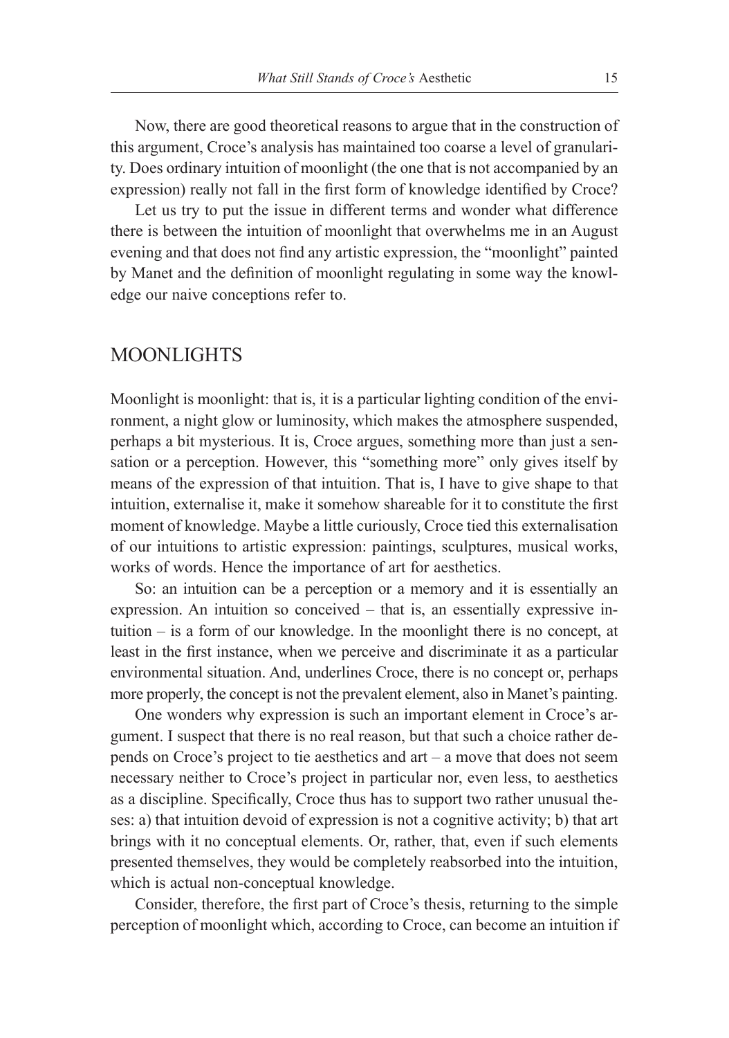Now, there are good theoretical reasons to argue that in the construction of this argument, Croce's analysis has maintained too coarse a level of granularity. Does ordinary intuition of moonlight (the one that is not accompanied by an expression) really not fall in the first form of knowledge identified by Croce?

Let us try to put the issue in different terms and wonder what difference there is between the intuition of moonlight that overwhelms me in an August evening and that does not find any artistic expression, the "moonlight" painted by Manet and the definition of moonlight regulating in some way the knowledge our naive conceptions refer to.

## MOONLIGHTS

Moonlight is moonlight: that is, it is a particular lighting condition of the environment, a night glow or luminosity, which makes the atmosphere suspended, perhaps a bit mysterious. It is, Croce argues, something more than just a sensation or a perception. However, this "something more" only gives itself by means of the expression of that intuition. That is, I have to give shape to that intuition, externalise it, make it somehow shareable for it to constitute the first moment of knowledge. Maybe a little curiously, Croce tied this externalisation of our intuitions to artistic expression: paintings, sculptures, musical works, works of words. Hence the importance of art for aesthetics.

So: an intuition can be a perception or a memory and it is essentially an expression. An intuition so conceived – that is, an essentially expressive intuition – is a form of our knowledge. In the moonlight there is no concept, at least in the first instance, when we perceive and discriminate it as a particular environmental situation. And, underlines Croce, there is no concept or, perhaps more properly, the concept is not the prevalent element, also in Manet's painting.

One wonders why expression is such an important element in Croce's argument. I suspect that there is no real reason, but that such a choice rather depends on Croce's project to tie aesthetics and art – a move that does not seem necessary neither to Croce's project in particular nor, even less, to aesthetics as a discipline. Specifically, Croce thus has to support two rather unusual theses: a) that intuition devoid of expression is not a cognitive activity; b) that art brings with it no conceptual elements. Or, rather, that, even if such elements presented themselves, they would be completely reabsorbed into the intuition, which is actual non-conceptual knowledge.

Consider, therefore, the first part of Croce's thesis, returning to the simple perception of moonlight which, according to Croce, can become an intuition if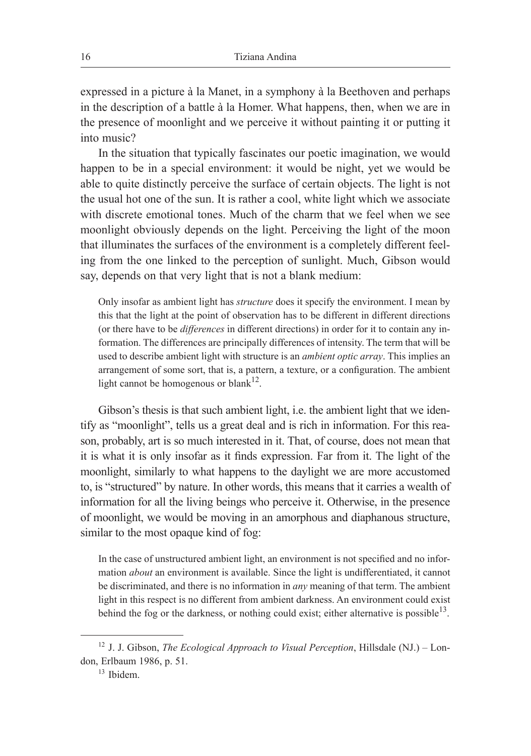expressed in a picture à la Manet, in a symphony à la Beethoven and perhaps in the description of a battle à la Homer. What happens, then, when we are in the presence of moonlight and we perceive it without painting it or putting it into music?

In the situation that typically fascinates our poetic imagination, we would happen to be in a special environment: it would be night, yet we would be able to quite distinctly perceive the surface of certain objects. The light is not the usual hot one of the sun. It is rather a cool, white light which we associate with discrete emotional tones. Much of the charm that we feel when we see moonlight obviously depends on the light. Perceiving the light of the moon that illuminates the surfaces of the environment is a completely different feeling from the one linked to the perception of sunlight. Much, Gibson would say, depends on that very light that is not a blank medium:

> Only insofar as ambient light has *structure* does it specify the environment. I mean by this that the light at the point of observation has to be different in different directions (or there have to be *differences* in different directions) in order for it to contain any information. The differences are principally differences of intensity. The term that will be used to describe ambient light with structure is an *ambient optic array*. This implies an arrangement of some sort, that is, a pattern, a texture, or a configuration. The ambient light cannot be homogenous or blank[12].

Gibson's thesis is that such ambient light, i.e. the ambient light that we identify as "moonlight", tells us a great deal and is rich in information. For this reason, probably, art is so much interested in it. That, of course, does not mean that it is what it is only insofar as it finds expression. Far from it. The light of the moonlight, similarly to what happens to the daylight we are more accustomed to, is "structured" by nature. In other words, this means that it carries a wealth of information for all the living beings who perceive it. Otherwise, in the presence of moonlight, we would be moving in an amorphous and diaphanous structure, similar to the most opaque kind of fog:

> In the case of unstructured ambient light, an environment is not specified and no information *about* an environment is available. Since the light is undifferentiated, it cannot be discriminated, and there is no information in *any* meaning of that term. The ambient light in this respect is no different from ambient darkness. An environment could exist behind the fog or the darkness, or nothing could exist; either alternative is possible[13].

---

[12] J. J. Gibson, *The Ecological Approach to Visual Perception*, Hillsdale (NJ.) – London, Erlbaum 1986, p. 51.

[13] Ibidem.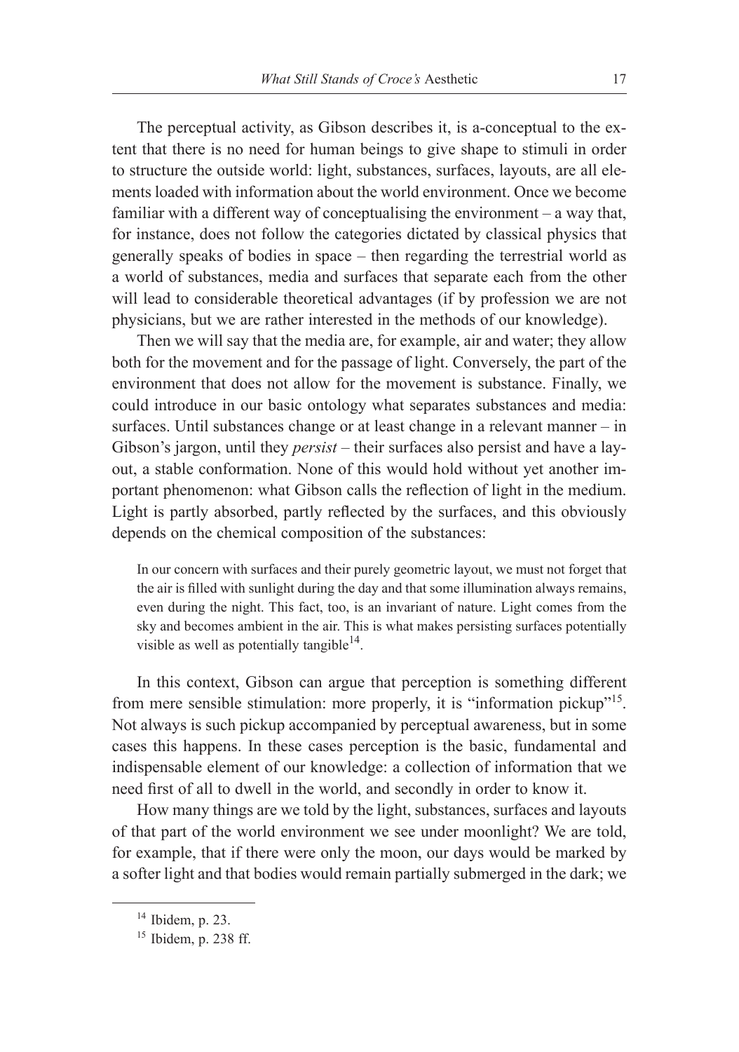The perceptual activity, as Gibson describes it, is a-conceptual to the extent that there is no need for human beings to give shape to stimuli in order to structure the outside world: light, substances, surfaces, layouts, are all elements loaded with information about the world environment. Once we become familiar with a different way of conceptualising the environment – a way that, for instance, does not follow the categories dictated by classical physics that generally speaks of bodies in space – then regarding the terrestrial world as a world of substances, media and surfaces that separate each from the other will lead to considerable theoretical advantages (if by profession we are not physicians, but we are rather interested in the methods of our knowledge).

Then we will say that the media are, for example, air and water; they allow both for the movement and for the passage of light. Conversely, the part of the environment that does not allow for the movement is substance. Finally, we could introduce in our basic ontology what separates substances and media: surfaces. Until substances change or at least change in a relevant manner – in Gibson's jargon, until they *persist* – their surfaces also persist and have a layout, a stable conformation. None of this would hold without yet another important phenomenon: what Gibson calls the reflection of light in the medium. Light is partly absorbed, partly reflected by the surfaces, and this obviously depends on the chemical composition of the substances:

> In our concern with surfaces and their purely geometric layout, we must not forget that the air is filled with sunlight during the day and that some illumination always remains, even during the night. This fact, too, is an invariant of nature. Light comes from the sky and becomes ambient in the air. This is what makes persisting surfaces potentially visible as well as potentially tangible[14].

In this context, Gibson can argue that perception is something different from mere sensible stimulation: more properly, it is "information pickup"[15]. Not always is such pickup accompanied by perceptual awareness, but in some cases this happens. In these cases perception is the basic, fundamental and indispensable element of our knowledge: a collection of information that we need first of all to dwell in the world, and secondly in order to know it.

How many things are we told by the light, substances, surfaces and layouts of that part of the world environment we see under moonlight? We are told, for example, that if there were only the moon, our days would be marked by a softer light and that bodies would remain partially submerged in the dark; we

[14] Ibidem, p. 23.

[15] Ibidem, p. 238 ff.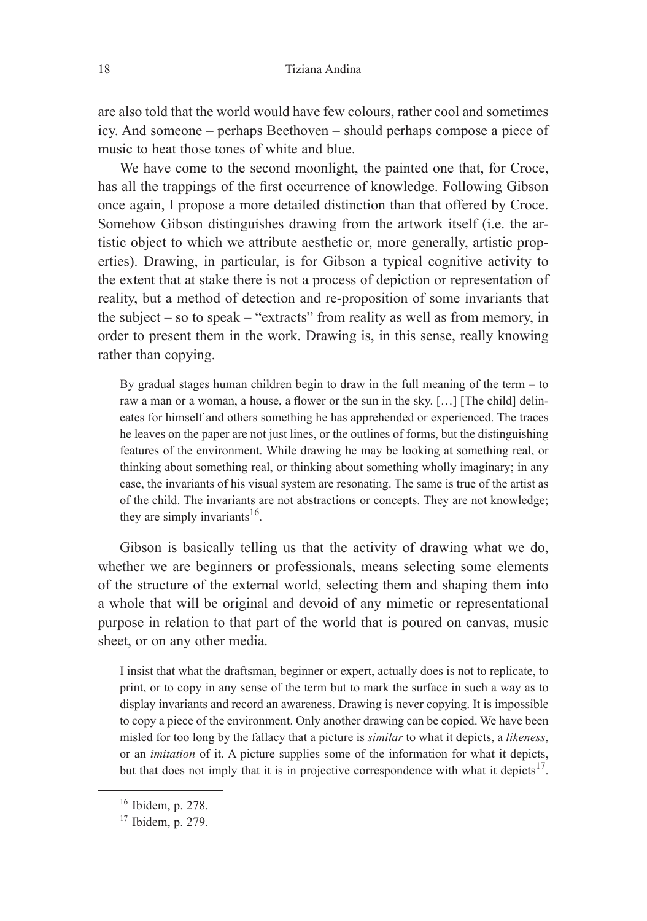are also told that the world would have few colours, rather cool and sometimes icy. And someone – perhaps Beethoven – should perhaps compose a piece of music to heat those tones of white and blue.

We have come to the second moonlight, the painted one that, for Croce, has all the trappings of the first occurrence of knowledge. Following Gibson once again, I propose a more detailed distinction than that offered by Croce. Somehow Gibson distinguishes drawing from the artwork itself (i.e. the artistic object to which we attribute aesthetic or, more generally, artistic properties). Drawing, in particular, is for Gibson a typical cognitive activity to the extent that at stake there is not a process of depiction or representation of reality, but a method of detection and re-proposition of some invariants that the subject – so to speak – "extracts" from reality as well as from memory, in order to present them in the work. Drawing is, in this sense, really knowing rather than copying.

> By gradual stages human children begin to draw in the full meaning of the term – to raw a man or a woman, a house, a flower or the sun in the sky. […] [The child] delineates for himself and others something he has apprehended or experienced. The traces he leaves on the paper are not just lines, or the outlines of forms, but the distinguishing features of the environment. While drawing he may be looking at something real, or thinking about something real, or thinking about something wholly imaginary; in any case, the invariants of his visual system are resonating. The same is true of the artist as of the child. The invariants are not abstractions or concepts. They are not knowledge; they are simply invariants[16].

Gibson is basically telling us that the activity of drawing what we do, whether we are beginners or professionals, means selecting some elements of the structure of the external world, selecting them and shaping them into a whole that will be original and devoid of any mimetic or representational purpose in relation to that part of the world that is poured on canvas, music sheet, or on any other media.

> I insist that what the draftsman, beginner or expert, actually does is not to replicate, to print, or to copy in any sense of the term but to mark the surface in such a way as to display invariants and record an awareness. Drawing is never copying. It is impossible to copy a piece of the environment. Only another drawing can be copied. We have been misled for too long by the fallacy that a picture is *similar* to what it depicts, a *likeness*, or an *imitation* of it. A picture supplies some of the information for what it depicts, but that does not imply that it is in projective correspondence with what it depicts[17].

---

[16] Ibidem, p. 278.

[17] Ibidem, p. 279.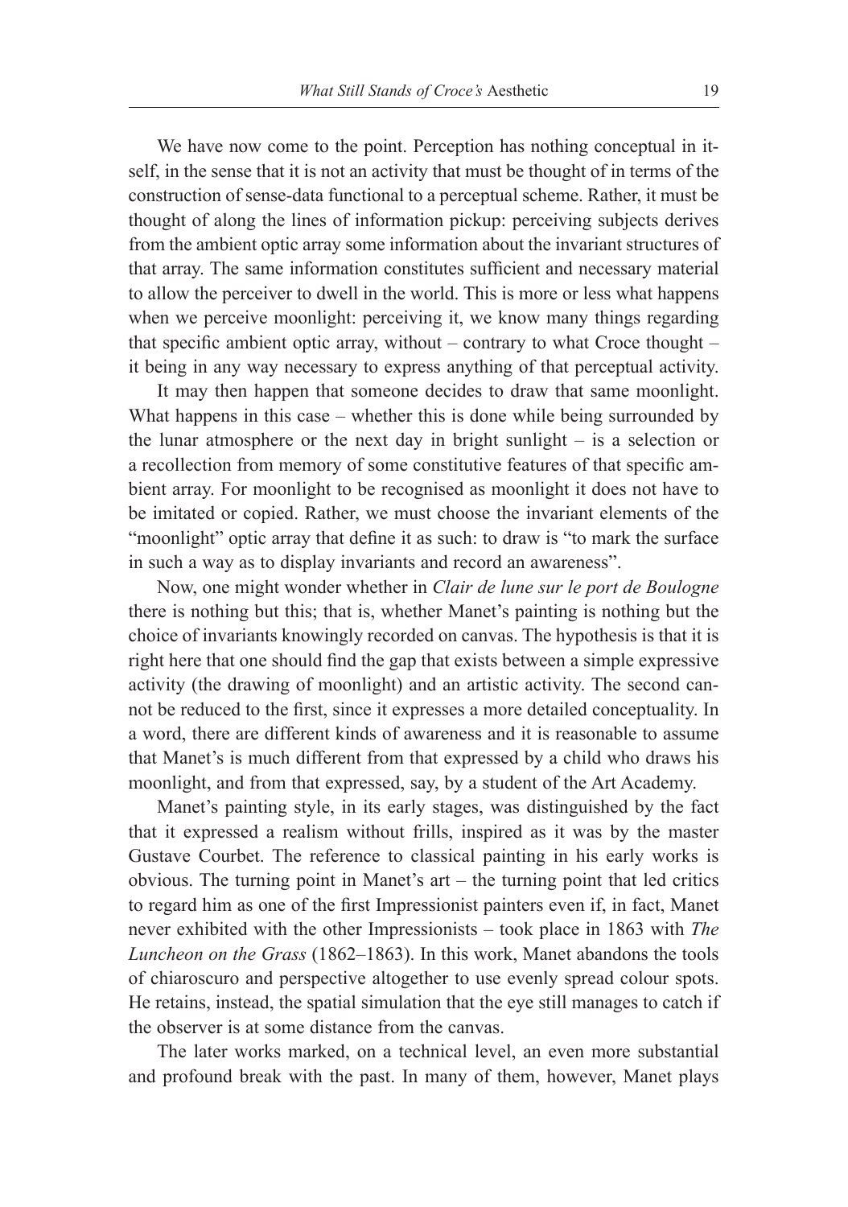We have now come to the point. Perception has nothing conceptual in itself, in the sense that it is not an activity that must be thought of in terms of the construction of sense-data functional to a perceptual scheme. Rather, it must be thought of along the lines of information pickup: perceiving subjects derives from the ambient optic array some information about the invariant structures of that array. The same information constitutes sufficient and necessary material to allow the perceiver to dwell in the world. This is more or less what happens when we perceive moonlight: perceiving it, we know many things regarding that specific ambient optic array, without – contrary to what Croce thought – it being in any way necessary to express anything of that perceptual activity.

It may then happen that someone decides to draw that same moonlight. What happens in this case – whether this is done while being surrounded by the lunar atmosphere or the next day in bright sunlight – is a selection or a recollection from memory of some constitutive features of that specific ambient array. For moonlight to be recognised as moonlight it does not have to be imitated or copied. Rather, we must choose the invariant elements of the "moonlight" optic array that define it as such: to draw is "to mark the surface in such a way as to display invariants and record an awareness".

Now, one might wonder whether in *Clair de lune sur le port de Boulogne* there is nothing but this; that is, whether Manet's painting is nothing but the choice of invariants knowingly recorded on canvas. The hypothesis is that it is right here that one should find the gap that exists between a simple expressive activity (the drawing of moonlight) and an artistic activity. The second cannot be reduced to the first, since it expresses a more detailed conceptuality. In a word, there are different kinds of awareness and it is reasonable to assume that Manet's is much different from that expressed by a child who draws his moonlight, and from that expressed, say, by a student of the Art Academy.

Manet's painting style, in its early stages, was distinguished by the fact that it expressed a realism without frills, inspired as it was by the master Gustave Courbet. The reference to classical painting in his early works is obvious. The turning point in Manet's art – the turning point that led critics to regard him as one of the first Impressionist painters even if, in fact, Manet never exhibited with the other Impressionists – took place in 1863 with *The Luncheon on the Grass* (1862–1863). In this work, Manet abandons the tools of chiaroscuro and perspective altogether to use evenly spread colour spots. He retains, instead, the spatial simulation that the eye still manages to catch if the observer is at some distance from the canvas.

The later works marked, on a technical level, an even more substantial and profound break with the past. In many of them, however, Manet plays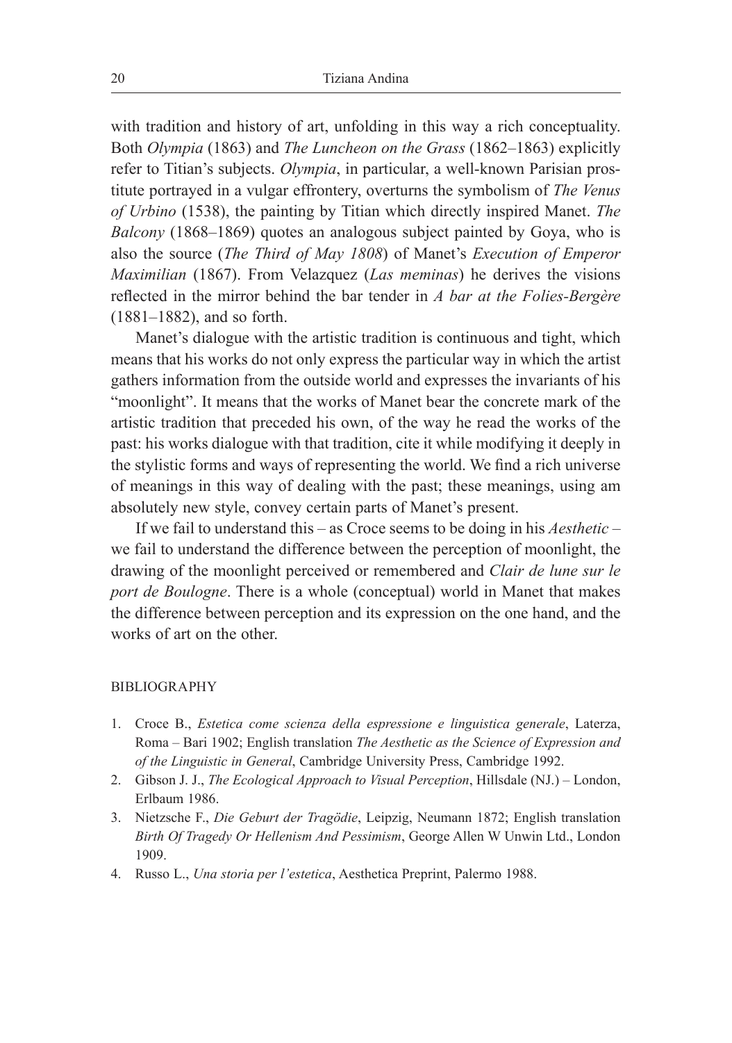with tradition and history of art, unfolding in this way a rich conceptuality. Both *Olympia* (1863) and *The Luncheon on the Grass* (1862–1863) explicitly refer to Titian's subjects. *Olympia*, in particular, a well-known Parisian prostitute portrayed in a vulgar effrontery, overturns the symbolism of *The Venus of Urbino* (1538), the painting by Titian which directly inspired Manet. *The Balcony* (1868–1869) quotes an analogous subject painted by Goya, who is also the source (*The Third of May 1808*) of Manet's *Execution of Emperor Maximilian* (1867). From Velazquez (*Las meminas*) he derives the visions reflected in the mirror behind the bar tender in *A bar at the Folies-Bergère* (1881–1882), and so forth.

Manet's dialogue with the artistic tradition is continuous and tight, which means that his works do not only express the particular way in which the artist gathers information from the outside world and expresses the invariants of his "moonlight". It means that the works of Manet bear the concrete mark of the artistic tradition that preceded his own, of the way he read the works of the past: his works dialogue with that tradition, cite it while modifying it deeply in the stylistic forms and ways of representing the world. We find a rich universe of meanings in this way of dealing with the past; these meanings, using am absolutely new style, convey certain parts of Manet's present.

If we fail to understand this – as Croce seems to be doing in his *Aesthetic* – we fail to understand the difference between the perception of moonlight, the drawing of the moonlight perceived or remembered and *Clair de lune sur le port de Boulogne*. There is a whole (conceptual) world in Manet that makes the difference between perception and its expression on the one hand, and the works of art on the other.

## BIBLIOGRAPHY

1. Croce B., *Estetica come scienza della espressione e linguistica generale*, Laterza, Roma – Bari 1902; English translation *The Aesthetic as the Science of Expression and of the Linguistic in General*, Cambridge University Press, Cambridge 1992.
2. Gibson J. J., *The Ecological Approach to Visual Perception*, Hillsdale (NJ.) – London, Erlbaum 1986.
3. Nietzsche F., *Die Geburt der Tragödie*, Leipzig, Neumann 1872; English translation *Birth Of Tragedy Or Hellenism And Pessimism*, George Allen W Unwin Ltd., London 1909.
4. Russo L., *Una storia per l'estetica*, Aesthetica Preprint, Palermo 1988.